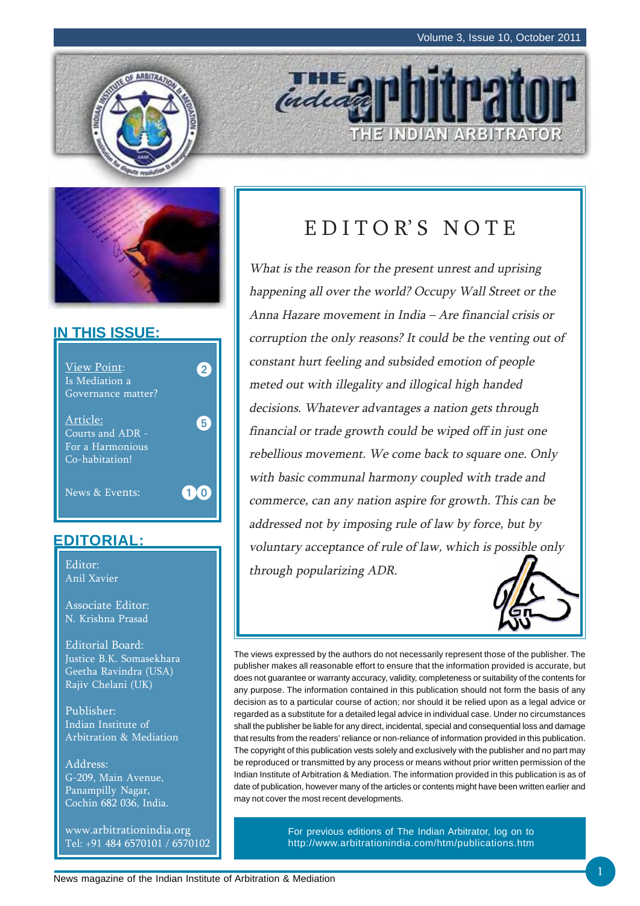# THE Indian arbitrator

THE INDIAN ARBITRATOR

## IN THIS ISSUE:

View Point: Is Mediation a Governance matter? — 2

Article: Courts and ADR - For a Harmonious Co-habitation! — 5

News & Events: — 10

## EDITORIAL:

Editor:
Anil Xavier

Associate Editor:
N. Krishna Prasad

Editorial Board:
Justice B.K. Somasekhara
Geetha Ravindra (USA)
Rajiv Chelani (UK)

Publisher:
Indian Institute of Arbitration & Mediation

Address:
G-209, Main Avenue,
Panampilly Nagar,
Cochin 682 036, India.

www.arbitrationindia.org
Tel: +91 484 6570101 / 6570102

## EDITOR'S NOTE

*What is the reason for the present unrest and uprising happening all over the world? Occupy Wall Street or the Anna Hazare movement in India – Are financial crisis or corruption the only reasons? It could be the venting out of constant hurt feeling and subsided emotion of people meted out with illegality and illogical high handed decisions. Whatever advantages a nation gets through financial or trade growth could be wiped off in just one rebellious movement. We come back to square one. Only with basic communal harmony coupled with trade and commerce, can any nation aspire for growth. This can be addressed not by imposing rule of law by force, but by voluntary acceptance of rule of law, which is possible only through popularizing ADR.*

The views expressed by the authors do not necessarily represent those of the publisher. The publisher makes all reasonable effort to ensure that the information provided is accurate, but does not guarantee or warranty accuracy, validity, completeness or suitability of the contents for any purpose. The information contained in this publication should not form the basis of any decision as to a particular course of action; nor should it be relied upon as a legal advice or regarded as a substitute for a detailed legal advice in individual case. Under no circumstances shall the publisher be liable for any direct, incidental, special and consequential loss and damage that results from the readers' reliance or non-reliance of information provided in this publication. The copyright of this publication vests solely and exclusively with the publisher and no part may be reproduced or transmitted by any process or means without prior written permission of the Indian Institute of Arbitration & Mediation. The information provided in this publication is as of date of publication, however many of the articles or contents might have been written earlier and may not cover the most recent developments.

For previous editions of The Indian Arbitrator, log on to http://www.arbitrationindia.com/htm/publications.htm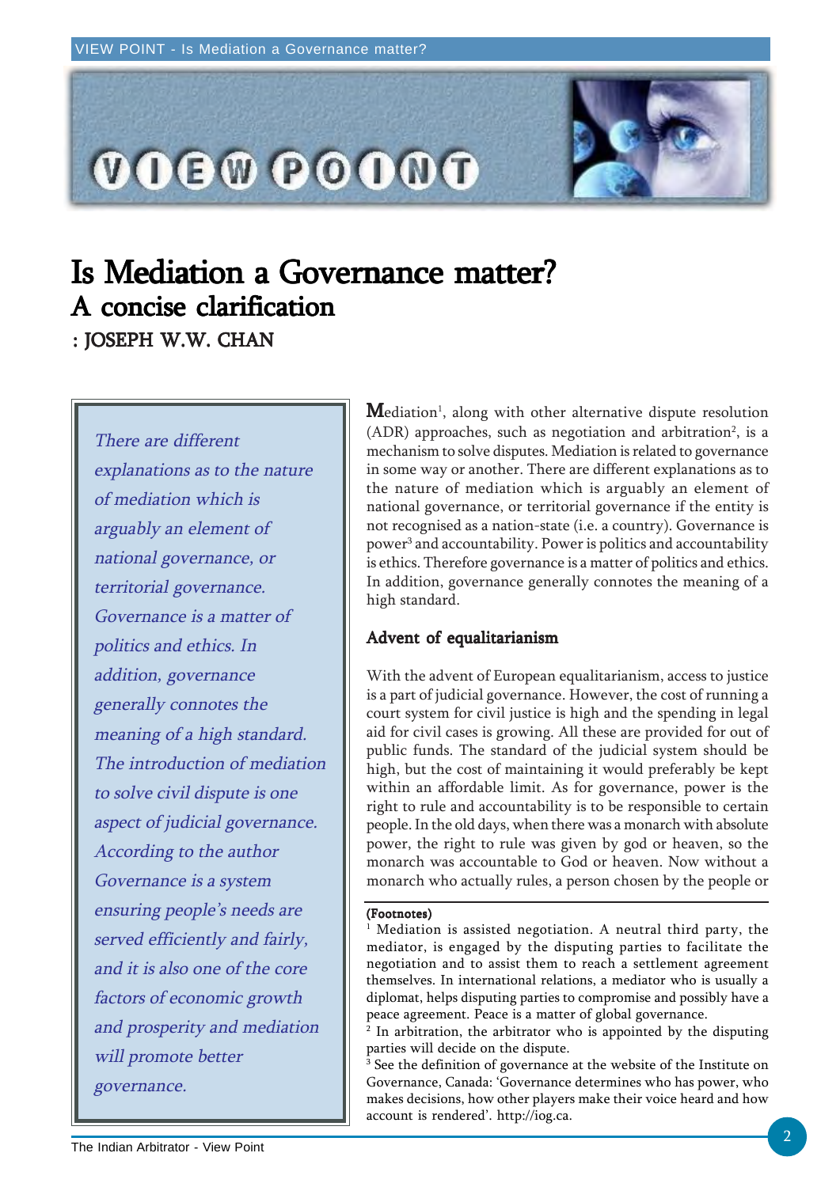# Is Mediation a Governance matter?

## A concise clarification

: JOSEPH W.W. CHAN

*There are different explanations as to the nature of mediation which is arguably an element of national governance, or territorial governance. Governance is a matter of politics and ethics. In addition, governance generally connotes the meaning of a high standard. The introduction of mediation to solve civil dispute is one aspect of judicial governance. According to the author Governance is a system ensuring people's needs are served efficiently and fairly, and it is also one of the core factors of economic growth and prosperity and mediation will promote better governance.*

Mediation[1], along with other alternative dispute resolution (ADR) approaches, such as negotiation and arbitration[2], is a mechanism to solve disputes. Mediation is related to governance in some way or another. There are different explanations as to the nature of mediation which is arguably an element of national governance, or territorial governance if the entity is not recognised as a nation-state (i.e. a country). Governance is power[3] and accountability. Power is politics and accountability is ethics. Therefore governance is a matter of politics and ethics. In addition, governance generally connotes the meaning of a high standard.

### Advent of equalitarianism

With the advent of European equalitarianism, access to justice is a part of judicial governance. However, the cost of running a court system for civil justice is high and the spending in legal aid for civil cases is growing. All these are provided for out of public funds. The standard of the judicial system should be high, but the cost of maintaining it would preferably be kept within an affordable limit. As for governance, power is the right to rule and accountability is to be responsible to certain people. In the old days, when there was a monarch with absolute power, the right to rule was given by god or heaven, so the monarch was accountable to God or heaven. Now without a monarch who actually rules, a person chosen by the people or

**(Footnotes)**

[1] Mediation is assisted negotiation. A neutral third party, the mediator, is engaged by the disputing parties to facilitate the negotiation and to assist them to reach a settlement agreement themselves. In international relations, a mediator who is usually a diplomat, helps disputing parties to compromise and possibly have a peace agreement. Peace is a matter of global governance.

[2] In arbitration, the arbitrator who is appointed by the disputing parties will decide on the dispute.

[3] See the definition of governance at the website of the Institute on Governance, Canada: 'Governance determines who has power, who makes decisions, how other players make their voice heard and how account is rendered'. http://iog.ca.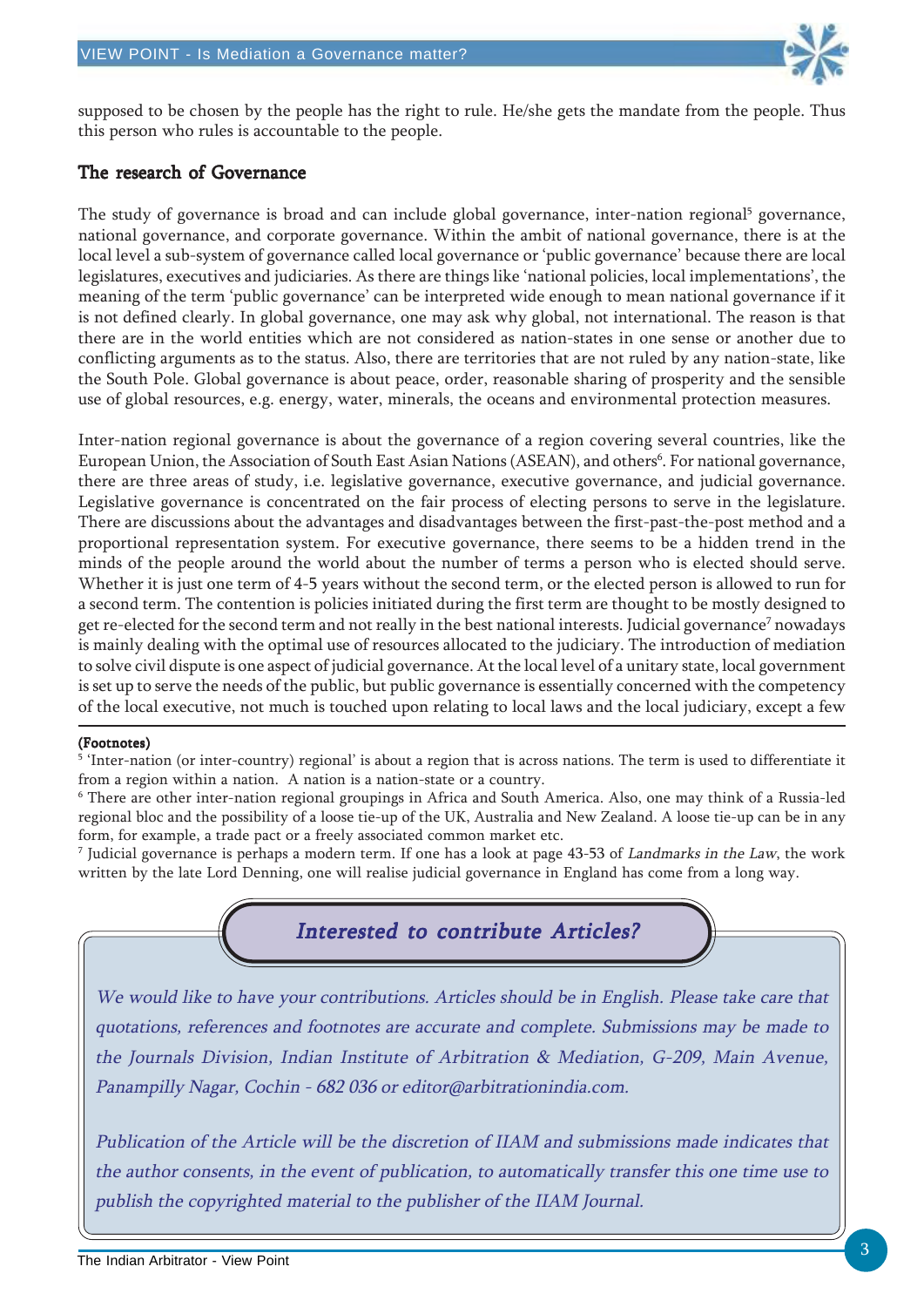supposed to be chosen by the people has the right to rule. He/she gets the mandate from the people. Thus this person who rules is accountable to the people.

## The research of Governance

The study of governance is broad and can include global governance, inter-nation regional[5] governance, national governance, and corporate governance. Within the ambit of national governance, there is at the local level a sub-system of governance called local governance or 'public governance' because there are local legislatures, executives and judiciaries. As there are things like 'national policies, local implementations', the meaning of the term 'public governance' can be interpreted wide enough to mean national governance if it is not defined clearly. In global governance, one may ask why global, not international. The reason is that there are in the world entities which are not considered as nation-states in one sense or another due to conflicting arguments as to the status. Also, there are territories that are not ruled by any nation-state, like the South Pole. Global governance is about peace, order, reasonable sharing of prosperity and the sensible use of global resources, e.g. energy, water, minerals, the oceans and environmental protection measures.

Inter-nation regional governance is about the governance of a region covering several countries, like the European Union, the Association of South East Asian Nations (ASEAN), and others[6]. For national governance, there are three areas of study, i.e. legislative governance, executive governance, and judicial governance. Legislative governance is concentrated on the fair process of electing persons to serve in the legislature. There are discussions about the advantages and disadvantages between the first-past-the-post method and a proportional representation system. For executive governance, there seems to be a hidden trend in the minds of the people around the world about the number of terms a person who is elected should serve. Whether it is just one term of 4-5 years without the second term, or the elected person is allowed to run for a second term. The contention is policies initiated during the first term are thought to be mostly designed to get re-elected for the second term and not really in the best national interests. Judicial governance[7] nowadays is mainly dealing with the optimal use of resources allocated to the judiciary. The introduction of mediation to solve civil dispute is one aspect of judicial governance. At the local level of a unitary state, local government is set up to serve the needs of the public, but public governance is essentially concerned with the competency of the local executive, not much is touched upon relating to local laws and the local judiciary, except a few

**(Footnotes)**

[5] 'Inter-nation (or inter-country) regional' is about a region that is across nations. The term is used to differentiate it from a region within a nation. A nation is a nation-state or a country.

[6] There are other inter-nation regional groupings in Africa and South America. Also, one may think of a Russia-led regional bloc and the possibility of a loose tie-up of the UK, Australia and New Zealand. A loose tie-up can be in any form, for example, a trade pact or a freely associated common market etc.

[7] Judicial governance is perhaps a modern term. If one has a look at page 43-53 of *Landmarks in the Law*, the work written by the late Lord Denning, one will realise judicial governance in England has come from a long way.

### *Interested to contribute Articles?*

*We would like to have your contributions. Articles should be in English. Please take care that quotations, references and footnotes are accurate and complete. Submissions may be made to the Journals Division, Indian Institute of Arbitration & Mediation, G-209, Main Avenue, Panampilly Nagar, Cochin - 682 036 or editor@arbitrationindia.com.*

*Publication of the Article will be the discretion of IIAM and submissions made indicates that the author consents, in the event of publication, to automatically transfer this one time use to publish the copyrighted material to the publisher of the IIAM Journal.*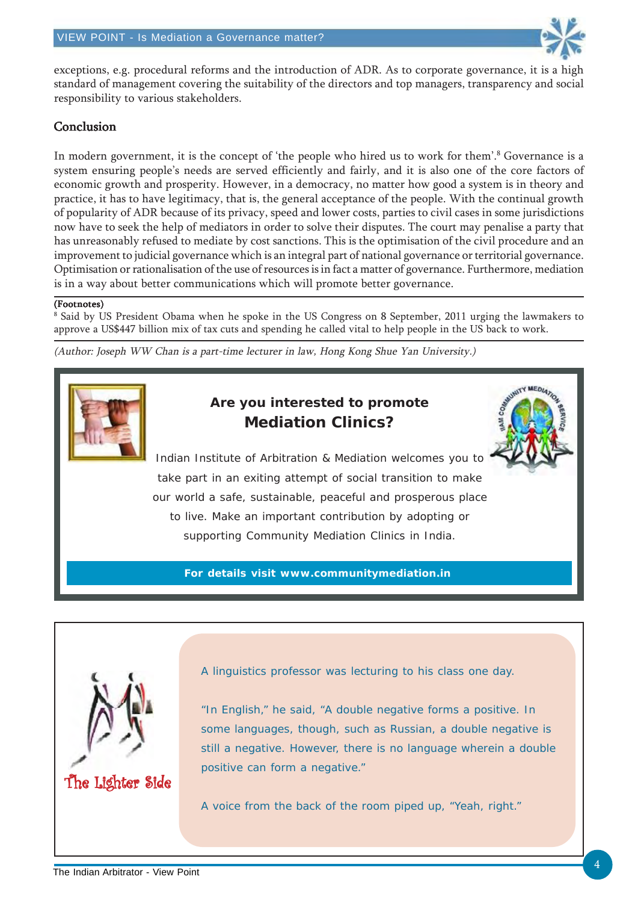exceptions, e.g. procedural reforms and the introduction of ADR. As to corporate governance, it is a high standard of management covering the suitability of the directors and top managers, transparency and social responsibility to various stakeholders.

## Conclusion

In modern government, it is the concept of 'the people who hired us to work for them'.[8] Governance is a system ensuring people's needs are served efficiently and fairly, and it is also one of the core factors of economic growth and prosperity. However, in a democracy, no matter how good a system is in theory and practice, it has to have legitimacy, that is, the general acceptance of the people. With the continual growth of popularity of ADR because of its privacy, speed and lower costs, parties to civil cases in some jurisdictions now have to seek the help of mediators in order to solve their disputes. The court may penalise a party that has unreasonably refused to mediate by cost sanctions. This is the optimisation of the civil procedure and an improvement to judicial governance which is an integral part of national governance or territorial governance. Optimisation or rationalisation of the use of resources is in fact a matter of governance. Furthermore, mediation is in a way about better communications which will promote better governance.

**(Footnotes)**

[8] Said by US President Obama when he spoke in the US Congress on 8 September, 2011 urging the lawmakers to approve a US$447 billion mix of tax cuts and spending he called vital to help people in the US back to work.

*(Author: Joseph WW Chan is a part-time lecturer in law, Hong Kong Shue Yan University.)*

---

### Are you interested to promote **Mediation Clinics?**

Indian Institute of Arbitration & Mediation welcomes you to take part in an exiting attempt of social transition to make our world a safe, sustainable, peaceful and prosperous place to live. Make an important contribution by adopting or supporting Community Mediation Clinics in India.

**For details visit www.communitymediation.in**

---

### The Lighter Side

A linguistics professor was lecturing to his class one day.

"In English," he said, "A double negative forms a positive. In some languages, though, such as Russian, a double negative is still a negative. However, there is no language wherein a double positive can form a negative."

A voice from the back of the room piped up, "Yeah, right."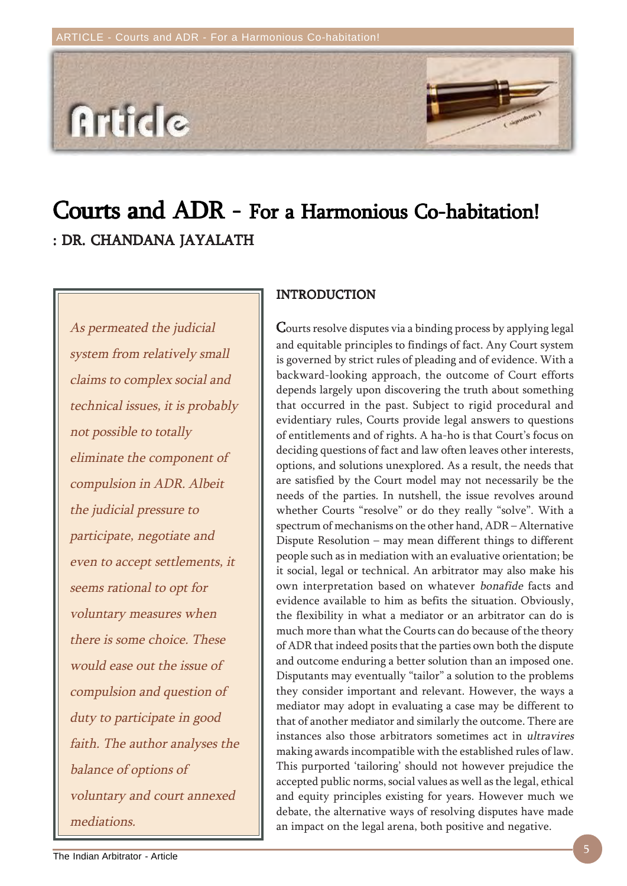Article

# Courts and ADR - For a Harmonious Co-habitation!

## : DR. CHANDANA JAYALATH

*As permeated the judicial system from relatively small claims to complex social and technical issues, it is probably not possible to totally eliminate the component of compulsion in ADR. Albeit the judicial pressure to participate, negotiate and even to accept settlements, it seems rational to opt for voluntary measures when there is some choice. These would ease out the issue of compulsion and question of duty to participate in good faith. The author analyses the balance of options of voluntary and court annexed mediations.*

### INTRODUCTION

Courts resolve disputes via a binding process by applying legal and equitable principles to findings of fact. Any Court system is governed by strict rules of pleading and of evidence. With a backward-looking approach, the outcome of Court efforts depends largely upon discovering the truth about something that occurred in the past. Subject to rigid procedural and evidentiary rules, Courts provide legal answers to questions of entitlements and of rights. A ha-ho is that Court's focus on deciding questions of fact and law often leaves other interests, options, and solutions unexplored. As a result, the needs that are satisfied by the Court model may not necessarily be the needs of the parties. In nutshell, the issue revolves around whether Courts "resolve" or do they really "solve". With a spectrum of mechanisms on the other hand, ADR – Alternative Dispute Resolution – may mean different things to different people such as in mediation with an evaluative orientation; be it social, legal or technical. An arbitrator may also make his own interpretation based on whatever *bonafide* facts and evidence available to him as befits the situation. Obviously, the flexibility in what a mediator or an arbitrator can do is much more than what the Courts can do because of the theory of ADR that indeed posits that the parties own both the dispute and outcome enduring a better solution than an imposed one. Disputants may eventually "tailor" a solution to the problems they consider important and relevant. However, the ways a mediator may adopt in evaluating a case may be different to that of another mediator and similarly the outcome. There are instances also those arbitrators sometimes act in *ultravires* making awards incompatible with the established rules of law. This purported 'tailoring' should not however prejudice the accepted public norms, social values as well as the legal, ethical and equity principles existing for years. However much we debate, the alternative ways of resolving disputes have made an impact on the legal arena, both positive and negative.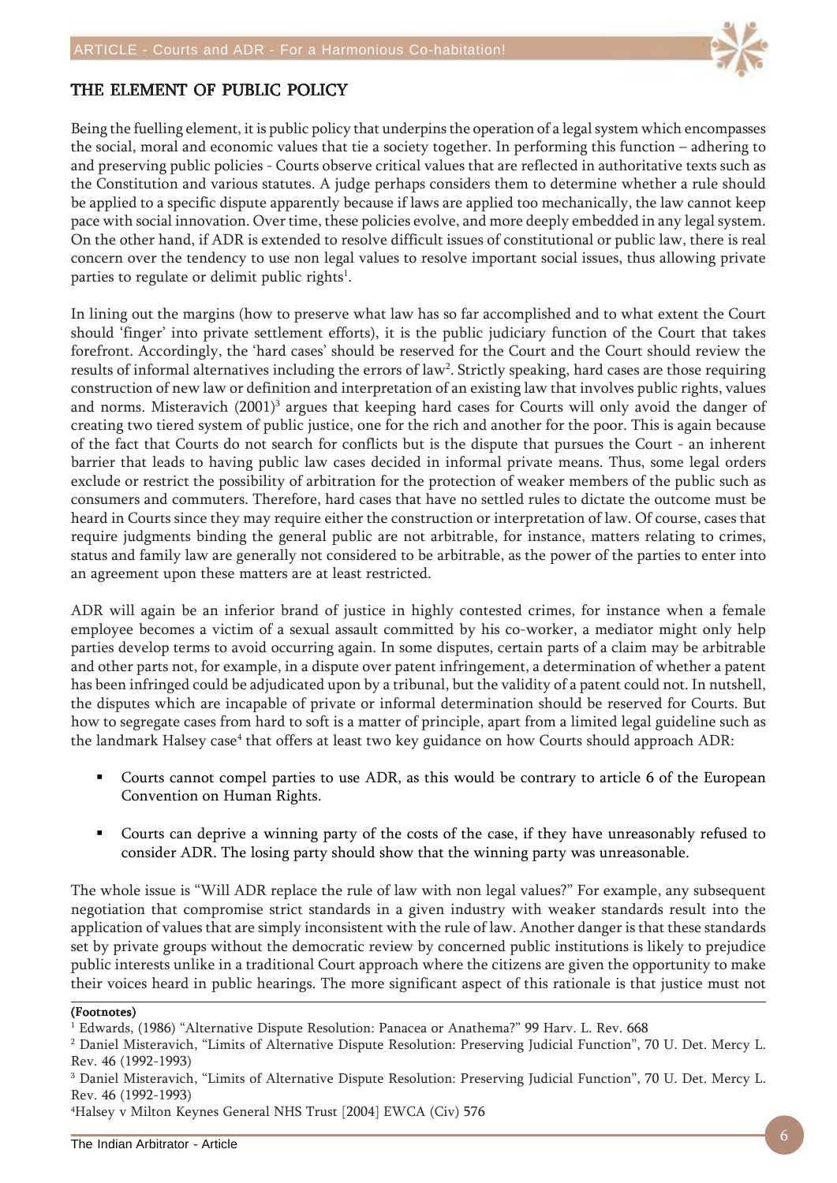## THE ELEMENT OF PUBLIC POLICY

Being the fuelling element, it is public policy that underpins the operation of a legal system which encompasses the social, moral and economic values that tie a society together. In performing this function – adhering to and preserving public policies - Courts observe critical values that are reflected in authoritative texts such as the Constitution and various statutes. A judge perhaps considers them to determine whether a rule should be applied to a specific dispute apparently because if laws are applied too mechanically, the law cannot keep pace with social innovation. Over time, these policies evolve, and more deeply embedded in any legal system. On the other hand, if ADR is extended to resolve difficult issues of constitutional or public law, there is real concern over the tendency to use non legal values to resolve important social issues, thus allowing private parties to regulate or delimit public rights[1].

In lining out the margins (how to preserve what law has so far accomplished and to what extent the Court should 'finger' into private settlement efforts), it is the public judiciary function of the Court that takes forefront. Accordingly, the 'hard cases' should be reserved for the Court and the Court should review the results of informal alternatives including the errors of law[2]. Strictly speaking, hard cases are those requiring construction of new law or definition and interpretation of an existing law that involves public rights, values and norms. Misteravich (2001)[3] argues that keeping hard cases for Courts will only avoid the danger of creating two tiered system of public justice, one for the rich and another for the poor. This is again because of the fact that Courts do not search for conflicts but is the dispute that pursues the Court - an inherent barrier that leads to having public law cases decided in informal private means. Thus, some legal orders exclude or restrict the possibility of arbitration for the protection of weaker members of the public such as consumers and commuters. Therefore, hard cases that have no settled rules to dictate the outcome must be heard in Courts since they may require either the construction or interpretation of law. Of course, cases that require judgments binding the general public are not arbitrable, for instance, matters relating to crimes, status and family law are generally not considered to be arbitrable, as the power of the parties to enter into an agreement upon these matters are at least restricted.

ADR will again be an inferior brand of justice in highly contested crimes, for instance when a female employee becomes a victim of a sexual assault committed by his co-worker, a mediator might only help parties develop terms to avoid occurring again. In some disputes, certain parts of a claim may be arbitrable and other parts not, for example, in a dispute over patent infringement, a determination of whether a patent has been infringed could be adjudicated upon by a tribunal, but the validity of a patent could not. In nutshell, the disputes which are incapable of private or informal determination should be reserved for Courts. But how to segregate cases from hard to soft is a matter of principle, apart from a limited legal guideline such as the landmark Halsey case[4] that offers at least two key guidance on how Courts should approach ADR:

- Courts cannot compel parties to use ADR, as this would be contrary to article 6 of the European Convention on Human Rights.
- Courts can deprive a winning party of the costs of the case, if they have unreasonably refused to consider ADR. The losing party should show that the winning party was unreasonable.

The whole issue is "Will ADR replace the rule of law with non legal values?" For example, any subsequent negotiation that compromise strict standards in a given industry with weaker standards result into the application of values that are simply inconsistent with the rule of law. Another danger is that these standards set by private groups without the democratic review by concerned public institutions is likely to prejudice public interests unlike in a traditional Court approach where the citizens are given the opportunity to make their voices heard in public hearings. The more significant aspect of this rationale is that justice must not

**(Footnotes)**

[1] Edwards, (1986) "Alternative Dispute Resolution: Panacea or Anathema?" 99 Harv. L. Rev. 668

[2] Daniel Misteravich, "Limits of Alternative Dispute Resolution: Preserving Judicial Function", 70 U. Det. Mercy L. Rev. 46 (1992-1993)

[3] Daniel Misteravich, "Limits of Alternative Dispute Resolution: Preserving Judicial Function", 70 U. Det. Mercy L. Rev. 46 (1992-1993)

[4] Halsey v Milton Keynes General NHS Trust [2004] EWCA (Civ) 576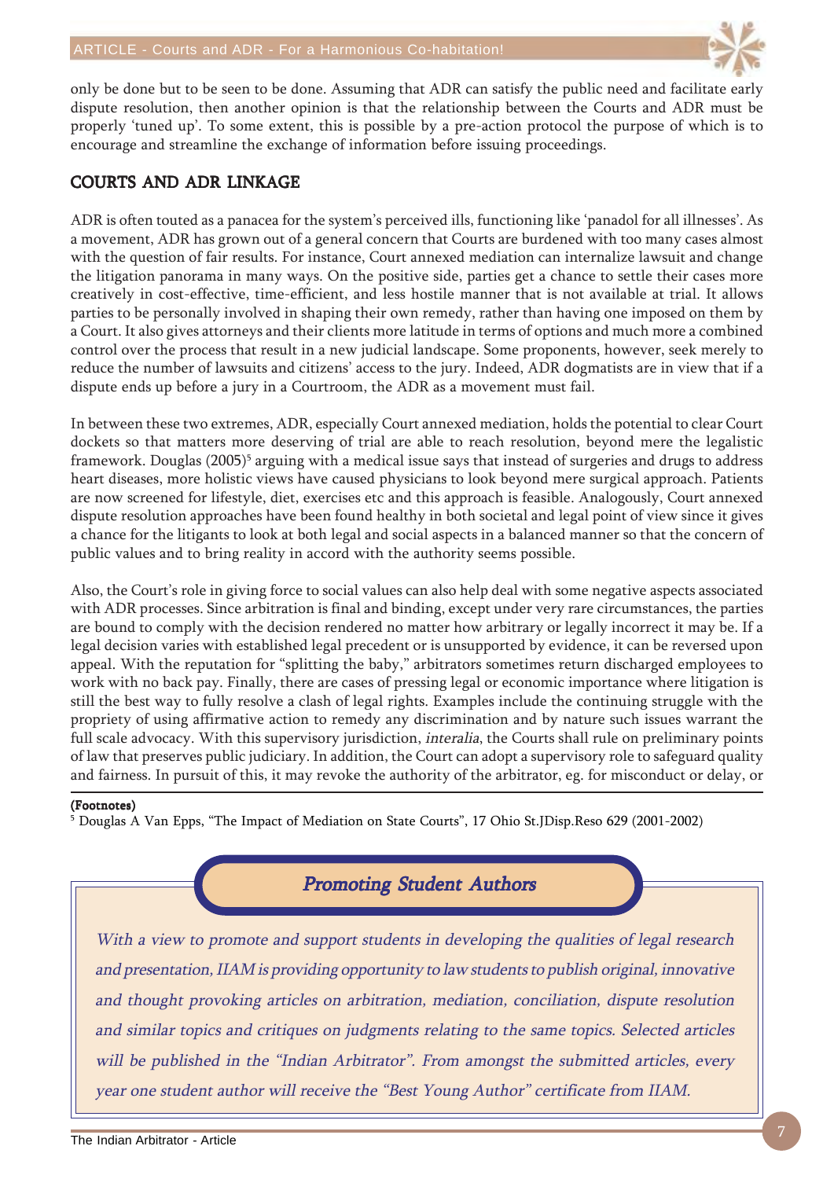only be done but to be seen to be done. Assuming that ADR can satisfy the public need and facilitate early dispute resolution, then another opinion is that the relationship between the Courts and ADR must be properly 'tuned up'. To some extent, this is possible by a pre-action protocol the purpose of which is to encourage and streamline the exchange of information before issuing proceedings.

## COURTS AND ADR LINKAGE

ADR is often touted as a panacea for the system's perceived ills, functioning like 'panadol for all illnesses'. As a movement, ADR has grown out of a general concern that Courts are burdened with too many cases almost with the question of fair results. For instance, Court annexed mediation can internalize lawsuit and change the litigation panorama in many ways. On the positive side, parties get a chance to settle their cases more creatively in cost-effective, time-efficient, and less hostile manner that is not available at trial. It allows parties to be personally involved in shaping their own remedy, rather than having one imposed on them by a Court. It also gives attorneys and their clients more latitude in terms of options and much more a combined control over the process that result in a new judicial landscape. Some proponents, however, seek merely to reduce the number of lawsuits and citizens' access to the jury. Indeed, ADR dogmatists are in view that if a dispute ends up before a jury in a Courtroom, the ADR as a movement must fail.

In between these two extremes, ADR, especially Court annexed mediation, holds the potential to clear Court dockets so that matters more deserving of trial are able to reach resolution, beyond mere the legalistic framework. Douglas (2005)[5] arguing with a medical issue says that instead of surgeries and drugs to address heart diseases, more holistic views have caused physicians to look beyond mere surgical approach. Patients are now screened for lifestyle, diet, exercises etc and this approach is feasible. Analogously, Court annexed dispute resolution approaches have been found healthy in both societal and legal point of view since it gives a chance for the litigants to look at both legal and social aspects in a balanced manner so that the concern of public values and to bring reality in accord with the authority seems possible.

Also, the Court's role in giving force to social values can also help deal with some negative aspects associated with ADR processes. Since arbitration is final and binding, except under very rare circumstances, the parties are bound to comply with the decision rendered no matter how arbitrary or legally incorrect it may be. If a legal decision varies with established legal precedent or is unsupported by evidence, it can be reversed upon appeal. With the reputation for "splitting the baby," arbitrators sometimes return discharged employees to work with no back pay. Finally, there are cases of pressing legal or economic importance where litigation is still the best way to fully resolve a clash of legal rights. Examples include the continuing struggle with the propriety of using affirmative action to remedy any discrimination and by nature such issues warrant the full scale advocacy. With this supervisory jurisdiction, *interalia*, the Courts shall rule on preliminary points of law that preserves public judiciary. In addition, the Court can adopt a supervisory role to safeguard quality and fairness. In pursuit of this, it may revoke the authority of the arbitrator, eg. for misconduct or delay, or

**(Footnotes)**

[5] Douglas A Van Epps, "The Impact of Mediation on State Courts", 17 Ohio St.JDisp.Reso 629 (2001-2002)

### *Promoting Student Authors*

*With a view to promote and support students in developing the qualities of legal research and presentation, IIAM is providing opportunity to law students to publish original, innovative and thought provoking articles on arbitration, mediation, conciliation, dispute resolution and similar topics and critiques on judgments relating to the same topics. Selected articles will be published in the "Indian Arbitrator". From amongst the submitted articles, every year one student author will receive the "Best Young Author" certificate from IIAM.*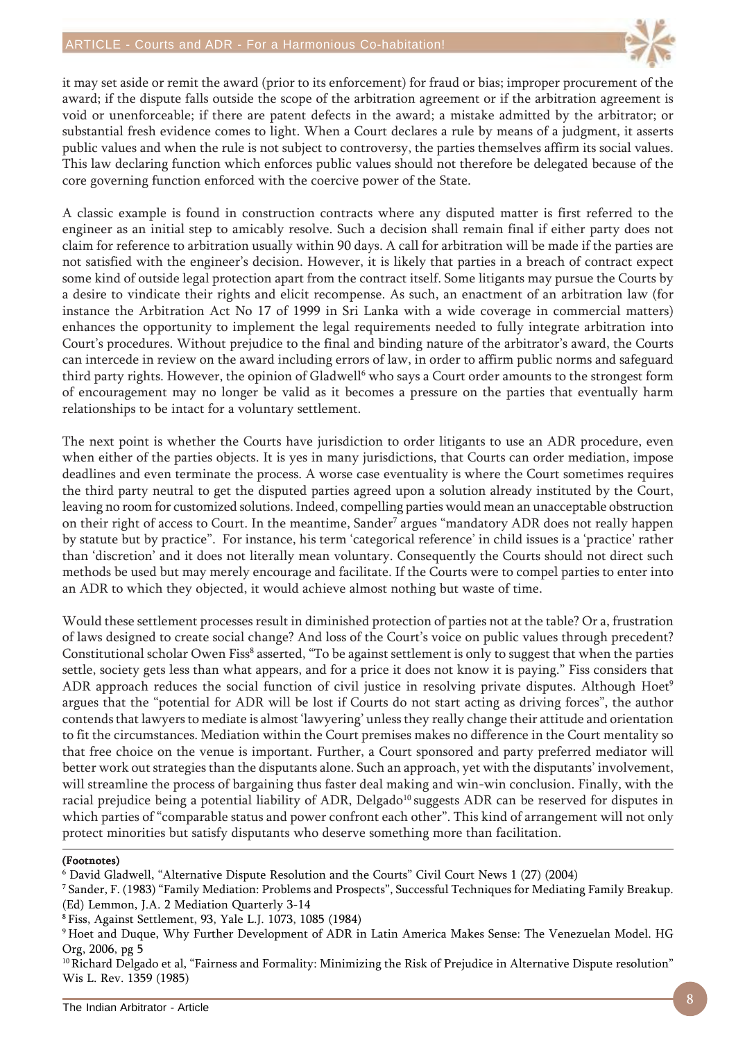it may set aside or remit the award (prior to its enforcement) for fraud or bias; improper procurement of the award; if the dispute falls outside the scope of the arbitration agreement or if the arbitration agreement is void or unenforceable; if there are patent defects in the award; a mistake admitted by the arbitrator; or substantial fresh evidence comes to light. When a Court declares a rule by means of a judgment, it asserts public values and when the rule is not subject to controversy, the parties themselves affirm its social values. This law declaring function which enforces public values should not therefore be delegated because of the core governing function enforced with the coercive power of the State.

A classic example is found in construction contracts where any disputed matter is first referred to the engineer as an initial step to amicably resolve. Such a decision shall remain final if either party does not claim for reference to arbitration usually within 90 days. A call for arbitration will be made if the parties are not satisfied with the engineer's decision. However, it is likely that parties in a breach of contract expect some kind of outside legal protection apart from the contract itself. Some litigants may pursue the Courts by a desire to vindicate their rights and elicit recompense. As such, an enactment of an arbitration law (for instance the Arbitration Act No 17 of 1999 in Sri Lanka with a wide coverage in commercial matters) enhances the opportunity to implement the legal requirements needed to fully integrate arbitration into Court's procedures. Without prejudice to the final and binding nature of the arbitrator's award, the Courts can intercede in review on the award including errors of law, in order to affirm public norms and safeguard third party rights. However, the opinion of Gladwell[6] who says a Court order amounts to the strongest form of encouragement may no longer be valid as it becomes a pressure on the parties that eventually harm relationships to be intact for a voluntary settlement.

The next point is whether the Courts have jurisdiction to order litigants to use an ADR procedure, even when either of the parties objects. It is yes in many jurisdictions, that Courts can order mediation, impose deadlines and even terminate the process. A worse case eventuality is where the Court sometimes requires the third party neutral to get the disputed parties agreed upon a solution already instituted by the Court, leaving no room for customized solutions. Indeed, compelling parties would mean an unacceptable obstruction on their right of access to Court. In the meantime, Sander[7] argues "mandatory ADR does not really happen by statute but by practice". For instance, his term 'categorical reference' in child issues is a 'practice' rather than 'discretion' and it does not literally mean voluntary. Consequently the Courts should not direct such methods be used but may merely encourage and facilitate. If the Courts were to compel parties to enter into an ADR to which they objected, it would achieve almost nothing but waste of time.

Would these settlement processes result in diminished protection of parties not at the table? Or a, frustration of laws designed to create social change? And loss of the Court's voice on public values through precedent? Constitutional scholar Owen Fiss[8] asserted, "To be against settlement is only to suggest that when the parties settle, society gets less than what appears, and for a price it does not know it is paying." Fiss considers that ADR approach reduces the social function of civil justice in resolving private disputes. Although Hoet[9] argues that the "potential for ADR will be lost if Courts do not start acting as driving forces", the author contends that lawyers to mediate is almost 'lawyering' unless they really change their attitude and orientation to fit the circumstances. Mediation within the Court premises makes no difference in the Court mentality so that free choice on the venue is important. Further, a Court sponsored and party preferred mediator will better work out strategies than the disputants alone. Such an approach, yet with the disputants' involvement, will streamline the process of bargaining thus faster deal making and win-win conclusion. Finally, with the racial prejudice being a potential liability of ADR, Delgado[10] suggests ADR can be reserved for disputes in which parties of "comparable status and power confront each other". This kind of arrangement will not only protect minorities but satisfy disputants who deserve something more than facilitation.

**(Footnotes)**

[6] David Gladwell, "Alternative Dispute Resolution and the Courts" Civil Court News 1 (27) (2004)

[7] Sander, F. (1983) "Family Mediation: Problems and Prospects", Successful Techniques for Mediating Family Breakup. (Ed) Lemmon, J.A. 2 Mediation Quarterly 3-14

[8] Fiss, Against Settlement, 93, Yale L.J. 1073, 1085 (1984)

[9] Hoet and Duque, Why Further Development of ADR in Latin America Makes Sense: The Venezuelan Model. HG Org, 2006, pg 5

[10] Richard Delgado et al, "Fairness and Formality: Minimizing the Risk of Prejudice in Alternative Dispute resolution" Wis L. Rev. 1359 (1985)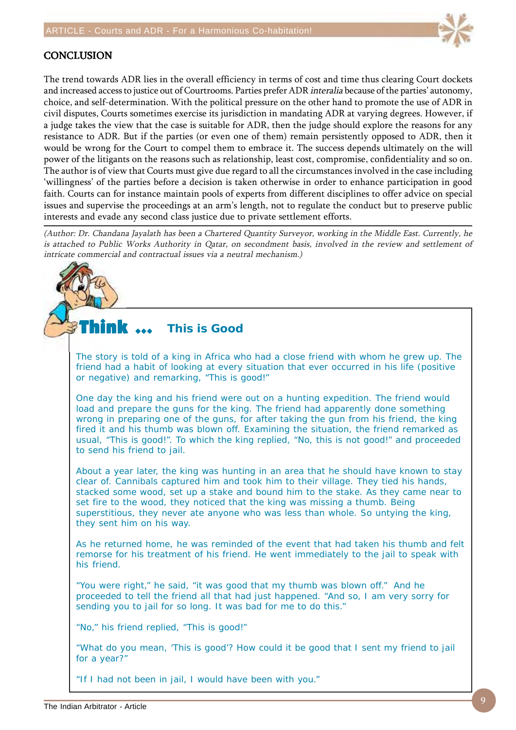## CONCLUSION

The trend towards ADR lies in the overall efficiency in terms of cost and time thus clearing Court dockets and increased access to justice out of Courtrooms. Parties prefer ADR *interalia* because of the parties' autonomy, choice, and self-determination. With the political pressure on the other hand to promote the use of ADR in civil disputes, Courts sometimes exercise its jurisdiction in mandating ADR at varying degrees. However, if a judge takes the view that the case is suitable for ADR, then the judge should explore the reasons for any resistance to ADR. But if the parties (or even one of them) remain persistently opposed to ADR, then it would be wrong for the Court to compel them to embrace it. The success depends ultimately on the will power of the litigants on the reasons such as relationship, least cost, compromise, confidentiality and so on. The author is of view that Courts must give due regard to all the circumstances involved in the case including 'willingness' of the parties before a decision is taken otherwise in order to enhance participation in good faith. Courts can for instance maintain pools of experts from different disciplines to offer advice on special issues and supervise the proceedings at an arm's length, not to regulate the conduct but to preserve public interests and evade any second class justice due to private settlement efforts.

*(Author: Dr. Chandana Jayalath has been a Chartered Quantity Surveyor, working in the Middle East. Currently, he is attached to Public Works Authority in Qatar, on secondment basis, involved in the review and settlement of intricate commercial and contractual issues via a neutral mechanism.)*

## Think ... This is Good

The story is told of a king in Africa who had a close friend with whom he grew up. The friend had a habit of looking at every situation that ever occurred in his life (positive or negative) and remarking, "This is good!"

One day the king and his friend were out on a hunting expedition. The friend would load and prepare the guns for the king. The friend had apparently done something wrong in preparing one of the guns, for after taking the gun from his friend, the king fired it and his thumb was blown off. Examining the situation, the friend remarked as usual, "This is good!". To which the king replied, "No, this is not good!" and proceeded to send his friend to jail.

About a year later, the king was hunting in an area that he should have known to stay clear of. Cannibals captured him and took him to their village. They tied his hands, stacked some wood, set up a stake and bound him to the stake. As they came near to set fire to the wood, they noticed that the king was missing a thumb. Being superstitious, they never ate anyone who was less than whole. So untying the king, they sent him on his way.

As he returned home, he was reminded of the event that had taken his thumb and felt remorse for his treatment of his friend. He went immediately to the jail to speak with his friend.

"You were right," he said, "it was good that my thumb was blown off." And he proceeded to tell the friend all that had just happened. "And so, I am very sorry for sending you to jail for so long. It was bad for me to do this."

"No," his friend replied, "This is good!"

"What do you mean, 'This is good'? How could it be good that I sent my friend to jail for a year?"

"If I had not been in jail, I would have been with you."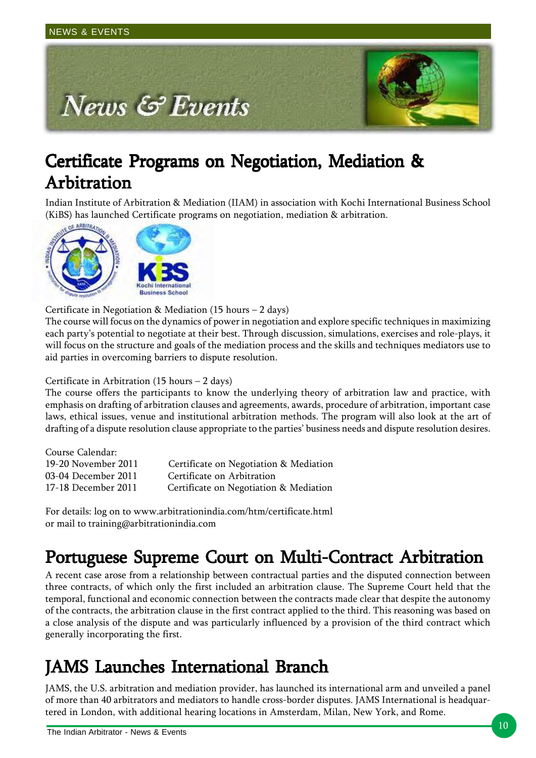# News & Events

## Certificate Programs on Negotiation, Mediation & Arbitration

Indian Institute of Arbitration & Mediation (IIAM) in association with Kochi International Business School (KiBS) has launched Certificate programs on negotiation, mediation & arbitration.

Certificate in Negotiation & Mediation (15 hours – 2 days)
The course will focus on the dynamics of power in negotiation and explore specific techniques in maximizing each party's potential to negotiate at their best. Through discussion, simulations, exercises and role-plays, it will focus on the structure and goals of the mediation process and the skills and techniques mediators use to aid parties in overcoming barriers to dispute resolution.

Certificate in Arbitration (15 hours – 2 days)
The course offers the participants to know the underlying theory of arbitration law and practice, with emphasis on drafting of arbitration clauses and agreements, awards, procedure of arbitration, important case laws, ethical issues, venue and institutional arbitration methods. The program will also look at the art of drafting of a dispute resolution clause appropriate to the parties' business needs and dispute resolution desires.

Course Calendar:

| | |
|---|---|
| 19-20 November 2011 | Certificate on Negotiation & Mediation |
| 03-04 December 2011 | Certificate on Arbitration |
| 17-18 December 2011 | Certificate on Negotiation & Mediation |

For details: log on to www.arbitrationindia.com/htm/certificate.html
or mail to training@arbitrationindia.com

## Portuguese Supreme Court on Multi-Contract Arbitration

A recent case arose from a relationship between contractual parties and the disputed connection between three contracts, of which only the first included an arbitration clause. The Supreme Court held that the temporal, functional and economic connection between the contracts made clear that despite the autonomy of the contracts, the arbitration clause in the first contract applied to the third. This reasoning was based on a close analysis of the dispute and was particularly influenced by a provision of the third contract which generally incorporating the first.

## JAMS Launches International Branch

JAMS, the U.S. arbitration and mediation provider, has launched its international arm and unveiled a panel of more than 40 arbitrators and mediators to handle cross-border disputes. JAMS International is headquartered in London, with additional hearing locations in Amsterdam, Milan, New York, and Rome.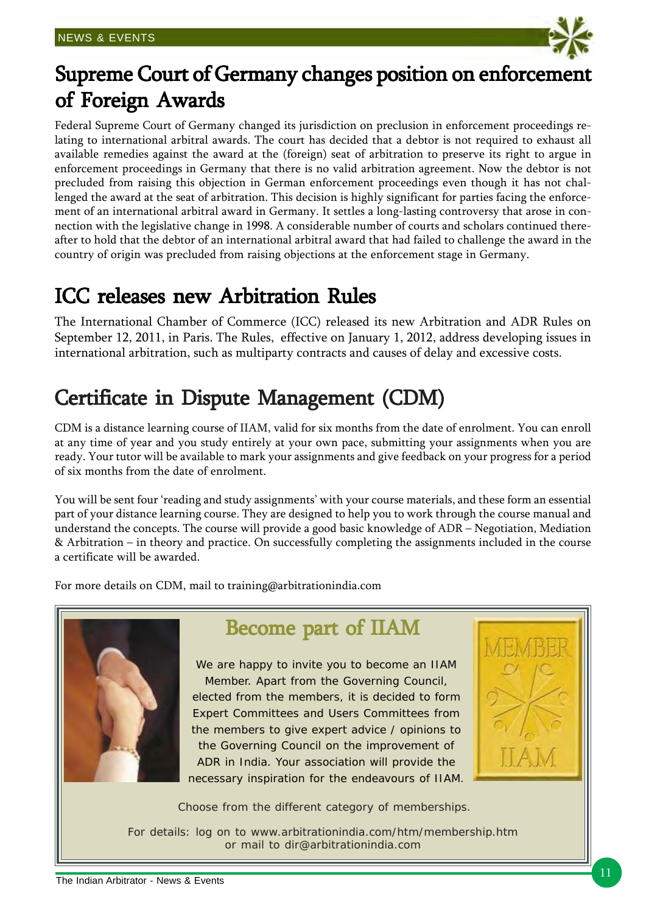## Supreme Court of Germany changes position on enforcement of Foreign Awards

Federal Supreme Court of Germany changed its jurisdiction on preclusion in enforcement proceedings relating to international arbitral awards. The court has decided that a debtor is not required to exhaust all available remedies against the award at the (foreign) seat of arbitration to preserve its right to argue in enforcement proceedings in Germany that there is no valid arbitration agreement. Now the debtor is not precluded from raising this objection in German enforcement proceedings even though it has not challenged the award at the seat of arbitration. This decision is highly significant for parties facing the enforcement of an international arbitral award in Germany. It settles a long-lasting controversy that arose in connection with the legislative change in 1998. A considerable number of courts and scholars continued thereafter to hold that the debtor of an international arbitral award that had failed to challenge the award in the country of origin was precluded from raising objections at the enforcement stage in Germany.

## ICC releases new Arbitration Rules

The International Chamber of Commerce (ICC) released its new Arbitration and ADR Rules on September 12, 2011, in Paris. The Rules, effective on January 1, 2012, address developing issues in international arbitration, such as multiparty contracts and causes of delay and excessive costs.

## Certificate in Dispute Management (CDM)

CDM is a distance learning course of IIAM, valid for six months from the date of enrolment. You can enroll at any time of year and you study entirely at your own pace, submitting your assignments when you are ready. Your tutor will be available to mark your assignments and give feedback on your progress for a period of six months from the date of enrolment.

You will be sent four 'reading and study assignments' with your course materials, and these form an essential part of your distance learning course. They are designed to help you to work through the course manual and understand the concepts. The course will provide a good basic knowledge of ADR – Negotiation, Mediation & Arbitration – in theory and practice. On successfully completing the assignments included in the course a certificate will be awarded.

For more details on CDM, mail to training@arbitrationindia.com

## Become part of IIAM

We are happy to invite you to become an IIAM Member. Apart from the Governing Council, elected from the members, it is decided to form Expert Committees and Users Committees from the members to give expert advice / opinions to the Governing Council on the improvement of ADR in India. Your association will provide the necessary inspiration for the endeavours of IIAM.

MEMBER IIAM

Choose from the different category of memberships.

For details: log on to www.arbitrationindia.com/htm/membership.htm or mail to dir@arbitrationindia.com